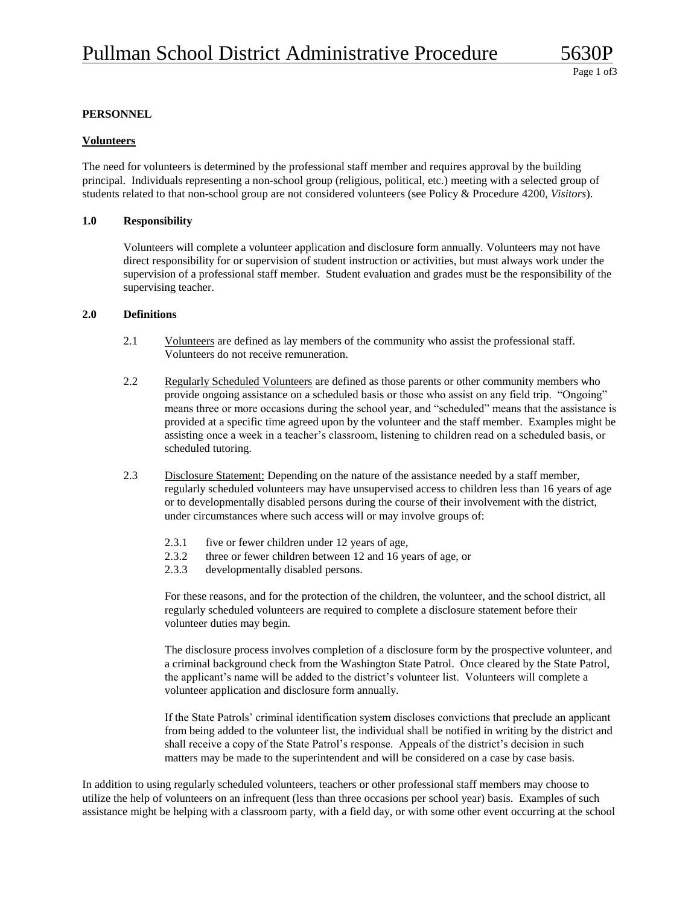# Pullman School District Administrative Procedure 5630P

**PERSONNEL**

**Volunteers**

The need for volunteers is determined by the professional staff member and requires approval by the building principal. Individuals representing a non-school group (religious, political, etc.) meeting with a selected group of students related to that non-school group are not considered volunteers (see Policy & Procedure 4200, *Visitors*).

**1.0 Responsibility**

Volunteers will complete a volunteer application and disclosure form annually. Volunteers may not have direct responsibility for or supervision of student instruction or activities, but must always work under the supervision of a professional staff member. Student evaluation and grades must be the responsibility of the supervising teacher.

**2.0 Definitions**

2.1 Volunteers are defined as lay members of the community who assist the professional staff. Volunteers do not receive remuneration.

2.2 Regularly Scheduled Volunteers are defined as those parents or other community members who provide ongoing assistance on a scheduled basis or those who assist on any field trip. "Ongoing" means three or more occasions during the school year, and "scheduled" means that the assistance is provided at a specific time agreed upon by the volunteer and the staff member. Examples might be assisting once a week in a teacher's classroom, listening to children read on a scheduled basis, or scheduled tutoring.

2.3 Disclosure Statement: Depending on the nature of the assistance needed by a staff member, regularly scheduled volunteers may have unsupervised access to children less than 16 years of age or to developmentally disabled persons during the course of their involvement with the district, under circumstances where such access will or may involve groups of:

- 2.3.1 five or fewer children under 12 years of age,
- 2.3.2 three or fewer children between 12 and 16 years of age, or
- 2.3.3 developmentally disabled persons.

For these reasons, and for the protection of the children, the volunteer, and the school district, all regularly scheduled volunteers are required to complete a disclosure statement before their volunteer duties may begin.

The disclosure process involves completion of a disclosure form by the prospective volunteer, and a criminal background check from the Washington State Patrol. Once cleared by the State Patrol, the applicant's name will be added to the district's volunteer list. Volunteers will complete a volunteer application and disclosure form annually.

If the State Patrols' criminal identification system discloses convictions that preclude an applicant from being added to the volunteer list, the individual shall be notified in writing by the district and shall receive a copy of the State Patrol's response. Appeals of the district's decision in such matters may be made to the superintendent and will be considered on a case by case basis.

In addition to using regularly scheduled volunteers, teachers or other professional staff members may choose to utilize the help of volunteers on an infrequent (less than three occasions per school year) basis. Examples of such assistance might be helping with a classroom party, with a field day, or with some other event occurring at the school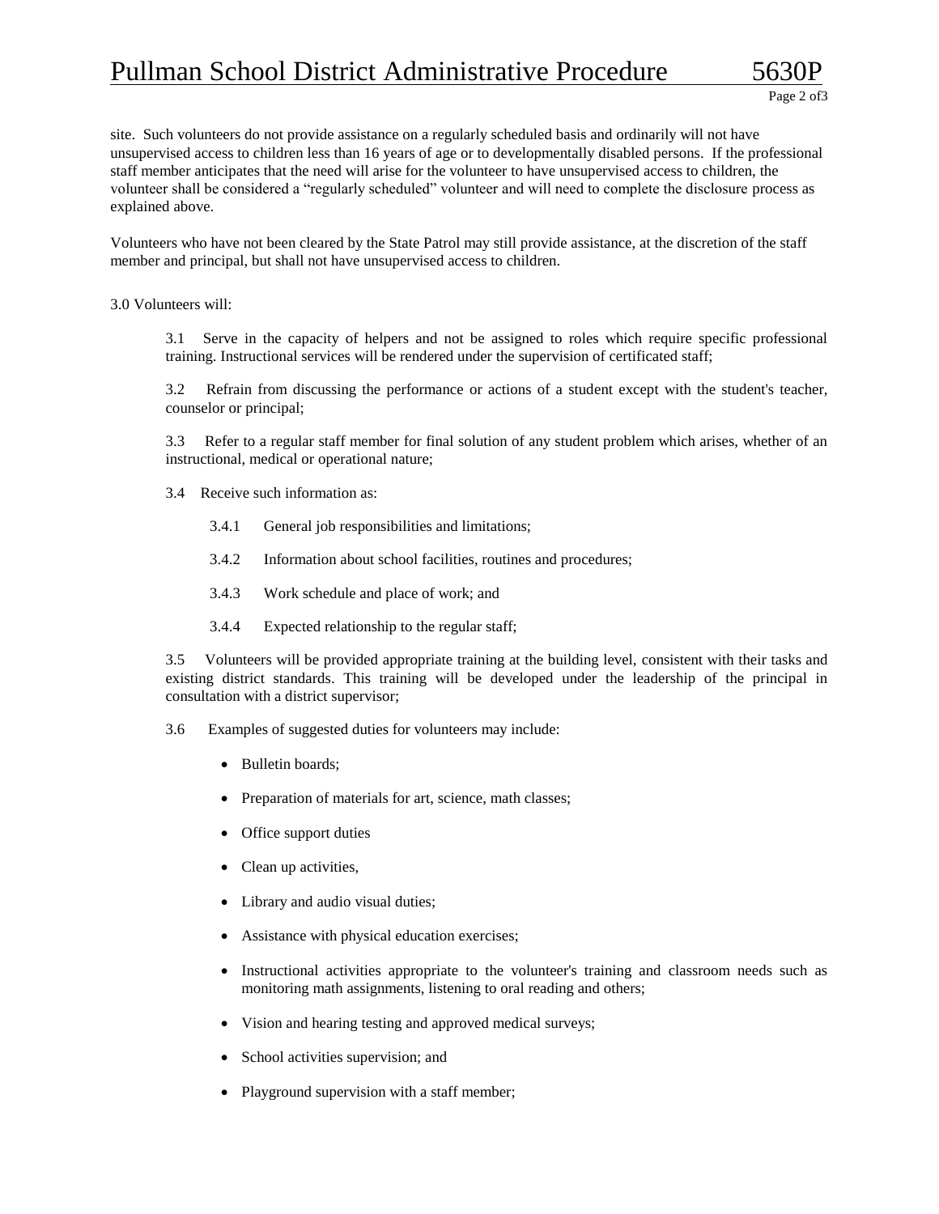site. Such volunteers do not provide assistance on a regularly scheduled basis and ordinarily will not have unsupervised access to children less than 16 years of age or to developmentally disabled persons. If the professional staff member anticipates that the need will arise for the volunteer to have unsupervised access to children, the volunteer shall be considered a "regularly scheduled" volunteer and will need to complete the disclosure process as explained above.

Volunteers who have not been cleared by the State Patrol may still provide assistance, at the discretion of the staff member and principal, but shall not have unsupervised access to children.

3.0 Volunteers will:

3.1 Serve in the capacity of helpers and not be assigned to roles which require specific professional training. Instructional services will be rendered under the supervision of certificated staff;

3.2 Refrain from discussing the performance or actions of a student except with the student's teacher, counselor or principal;

3.3 Refer to a regular staff member for final solution of any student problem which arises, whether of an instructional, medical or operational nature;

3.4 Receive such information as:

3.4.1 General job responsibilities and limitations;

3.4.2 Information about school facilities, routines and procedures;

3.4.3 Work schedule and place of work; and

3.4.4 Expected relationship to the regular staff;

3.5 Volunteers will be provided appropriate training at the building level, consistent with their tasks and existing district standards. This training will be developed under the leadership of the principal in consultation with a district supervisor;

3.6 Examples of suggested duties for volunteers may include:

- Bulletin boards;
- Preparation of materials for art, science, math classes;
- Office support duties
- Clean up activities,
- Library and audio visual duties;
- Assistance with physical education exercises;
- Instructional activities appropriate to the volunteer's training and classroom needs such as monitoring math assignments, listening to oral reading and others;
- Vision and hearing testing and approved medical surveys;
- School activities supervision; and
- Playground supervision with a staff member;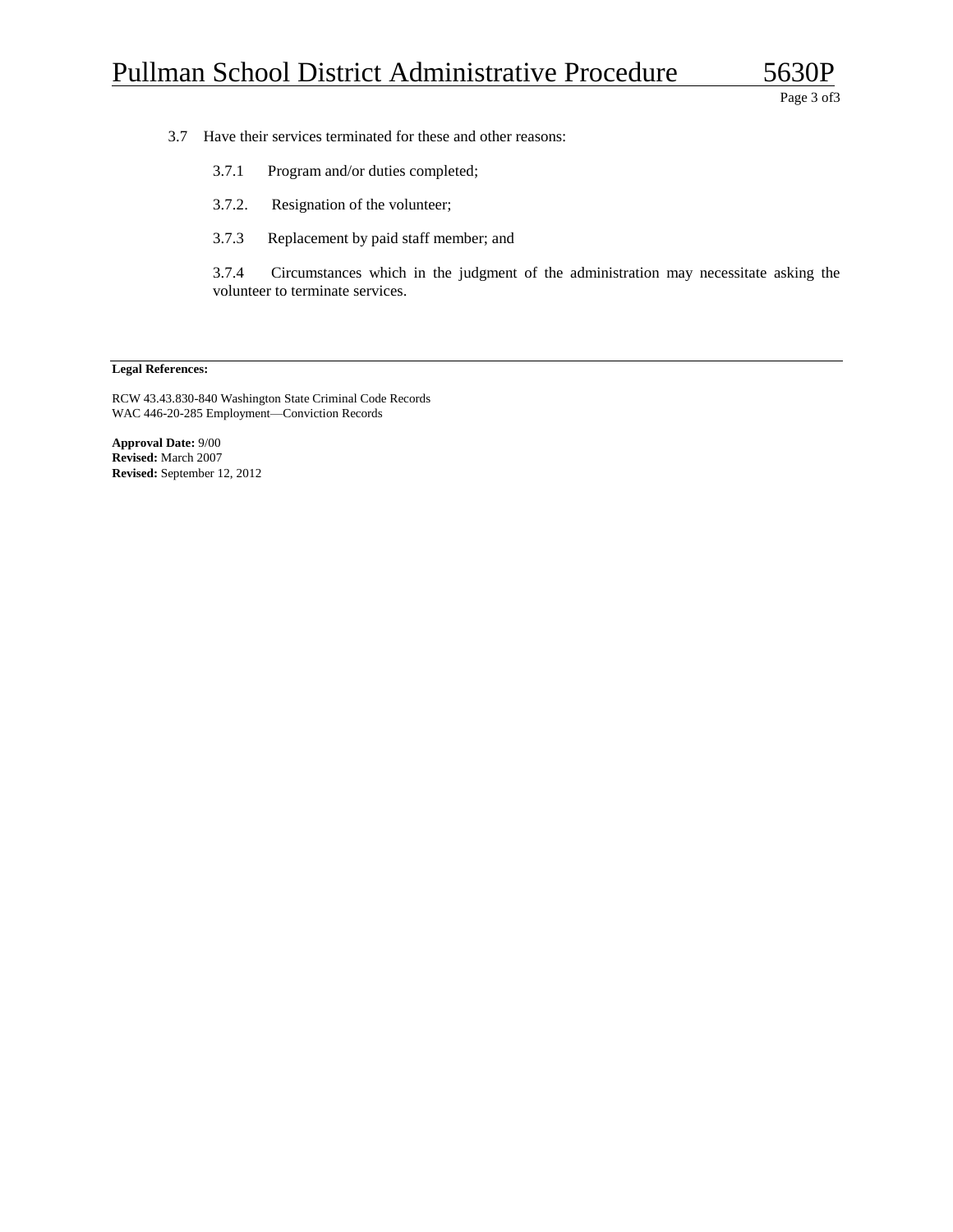3.7 Have their services terminated for these and other reasons:

3.7.1 Program and/or duties completed;

3.7.2. Resignation of the volunteer;

3.7.3 Replacement by paid staff member; and

3.7.4 Circumstances which in the judgment of the administration may necessitate asking the volunteer to terminate services.

---

**Legal References:**

RCW 43.43.830-840 Washington State Criminal Code Records
WAC 446-20-285 Employment—Conviction Records

**Approval Date:** 9/00
**Revised:** March 2007
**Revised:** September 12, 2012